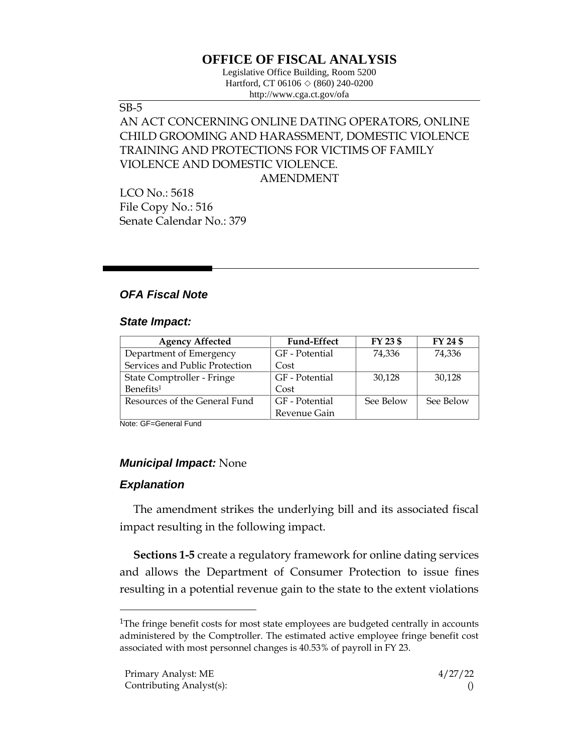# OFFICE OF FISCAL ANALYSIS

Legislative Office Building, Room 5200
Hartford, CT 06106 ◇ (860) 240-0200
http://www.cga.ct.gov/ofa

SB-5

AN ACT CONCERNING ONLINE DATING OPERATORS, ONLINE CHILD GROOMING AND HARASSMENT, DOMESTIC VIOLENCE TRAINING AND PROTECTIONS FOR VICTIMS OF FAMILY VIOLENCE AND DOMESTIC VIOLENCE.

AMENDMENT

LCO No.: 5618
File Copy No.: 516
Senate Calendar No.: 379

## *OFA Fiscal Note*

### *State Impact:*

| Agency Affected | Fund-Effect | FY 23 $ | FY 24 $ |
|---|---|---|---|
| Department of Emergency Services and Public Protection | GF - Potential Cost | 74,336 | 74,336 |
| State Comptroller - Fringe Benefits[1] | GF - Potential Cost | 30,128 | 30,128 |
| Resources of the General Fund | GF - Potential Revenue Gain | See Below | See Below |

Note: GF=General Fund

### *Municipal Impact:* None

### *Explanation*

The amendment strikes the underlying bill and its associated fiscal impact resulting in the following impact.

**Sections 1-5** create a regulatory framework for online dating services and allows the Department of Consumer Protection to issue fines resulting in a potential revenue gain to the state to the extent violations

[1] The fringe benefit costs for most state employees are budgeted centrally in accounts administered by the Comptroller. The estimated active employee fringe benefit cost associated with most personnel changes is 40.53% of payroll in FY 23.

Primary Analyst: ME
Contributing Analyst(s):

4/27/22
()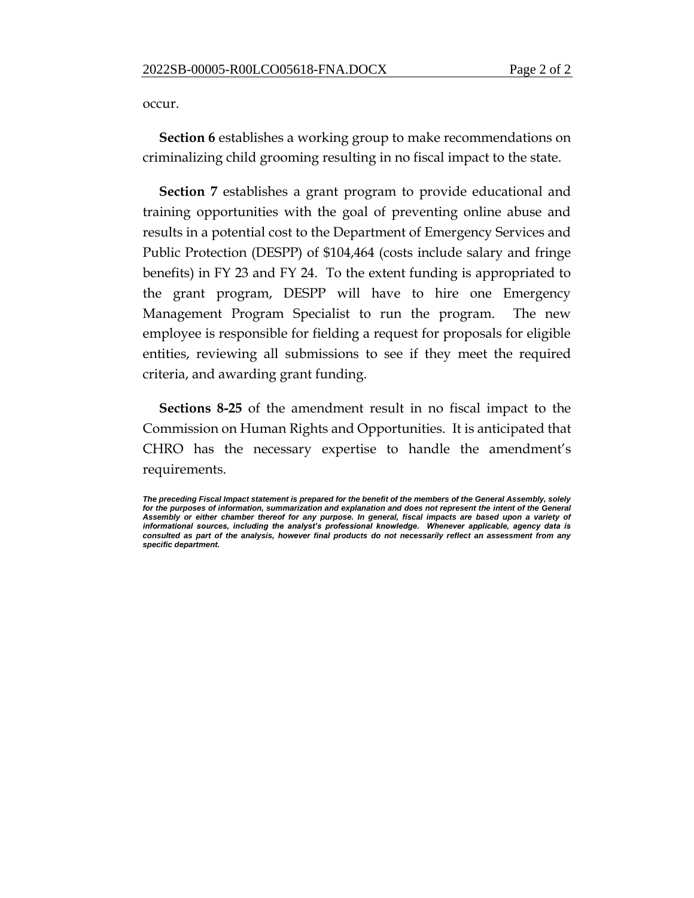occur.

**Section 6** establishes a working group to make recommendations on criminalizing child grooming resulting in no fiscal impact to the state.

**Section 7** establishes a grant program to provide educational and training opportunities with the goal of preventing online abuse and results in a potential cost to the Department of Emergency Services and Public Protection (DESPP) of $104,464 (costs include salary and fringe benefits) in FY 23 and FY 24. To the extent funding is appropriated to the grant program, DESPP will have to hire one Emergency Management Program Specialist to run the program. The new employee is responsible for fielding a request for proposals for eligible entities, reviewing all submissions to see if they meet the required criteria, and awarding grant funding.

**Sections 8-25** of the amendment result in no fiscal impact to the Commission on Human Rights and Opportunities. It is anticipated that CHRO has the necessary expertise to handle the amendment's requirements.

***The preceding Fiscal Impact statement is prepared for the benefit of the members of the General Assembly, solely for the purposes of information, summarization and explanation and does not represent the intent of the General Assembly or either chamber thereof for any purpose. In general, fiscal impacts are based upon a variety of informational sources, including the analyst's professional knowledge. Whenever applicable, agency data is consulted as part of the analysis, however final products do not necessarily reflect an assessment from any specific department.***